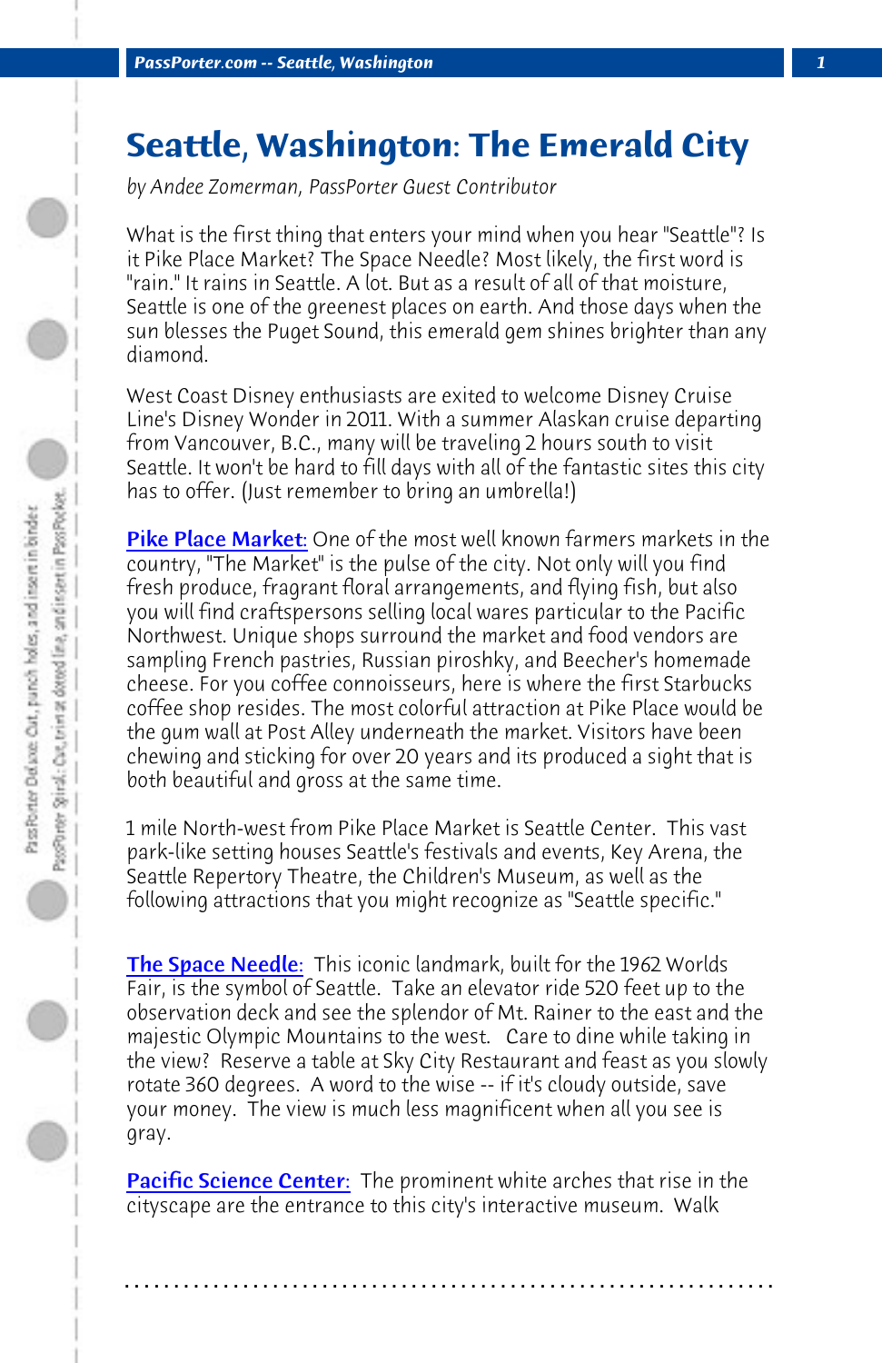# Seattle, Washington: The Emerald City

*by Andee Zomerman, PassPorter Guest Contributor*

What is the first thing that enters your mind when you hear "Seattle"? Is it Pike Place Market? The Space Needle? Most likely, the first word is "rain." It rains in Seattle. A lot. But as a result of all of that moisture, Seattle is one of the greenest places on earth. And those days when the sun blesses the Puget Sound, this emerald gem shines brighter than any diamond.

West Coast Disney enthusiasts are exited to welcome Disney Cruise Line's Disney Wonder in 2011. With a summer Alaskan cruise departing from Vancouver, B.C., many will be traveling 2 hours south to visit Seattle. It won't be hard to fill days with all of the fantastic sites this city has to offer. (Just remember to bring an umbrella!)

**Pike Place Market:** One of the most well known farmers markets in the country, "The Market" is the pulse of the city. Not only will you find fresh produce, fragrant floral arrangements, and flying fish, but also you will find craftspersons selling local wares particular to the Pacific Northwest. Unique shops surround the market and food vendors are sampling French pastries, Russian piroshky, and Beecher's homemade cheese. For you coffee connoisseurs, here is where the first Starbucks coffee shop resides. The most colorful attraction at Pike Place would be the gum wall at Post Alley underneath the market. Visitors have been chewing and sticking for over 20 years and its produced a sight that is both beautiful and gross at the same time.

1 mile North-west from Pike Place Market is Seattle Center. This vast park-like setting houses Seattle's festivals and events, Key Arena, the Seattle Repertory Theatre, the Children's Museum, as well as the following attractions that you might recognize as "Seattle specific."

**The Space Needle:** This iconic landmark, built for the 1962 Worlds Fair, is the symbol of Seattle. Take an elevator ride 520 feet up to the observation deck and see the splendor of Mt. Rainer to the east and the majestic Olympic Mountains to the west. Care to dine while taking in the view? Reserve a table at Sky City Restaurant and feast as you slowly rotate 360 degrees. A word to the wise -- if it's cloudy outside, save your money. The view is much less magnificent when all you see is gray.

**Pacific Science Center:** The prominent white arches that rise in the cityscape are the entrance to this city's interactive museum. Walk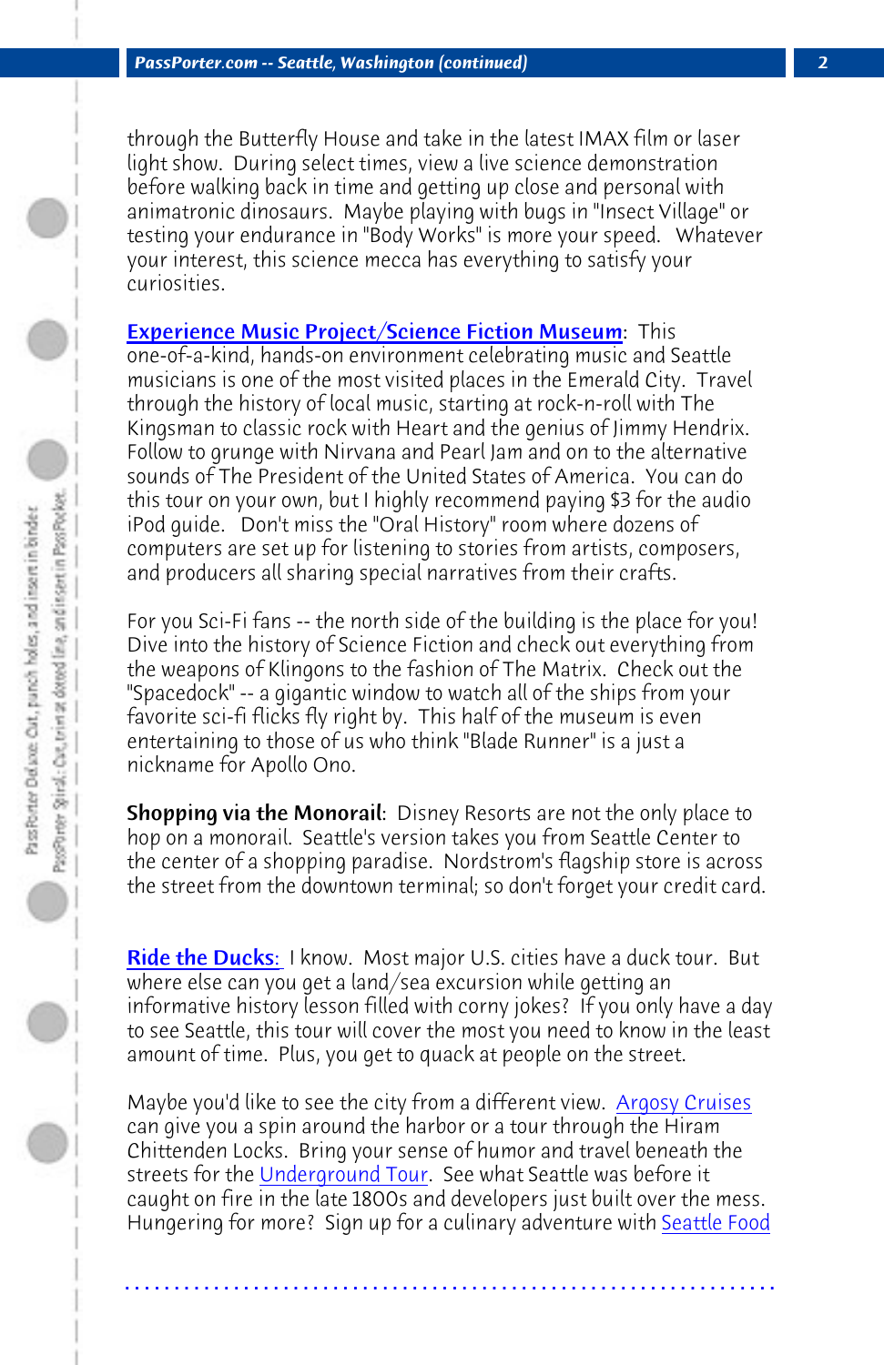through the Butterfly House and take in the latest IMAX film or laser light show. During select times, view a live science demonstration before walking back in time and getting up close and personal with animatronic dinosaurs. Maybe playing with bugs in "Insect Village" or testing your endurance in "Body Works" is more your speed. Whatever your interest, this science mecca has everything to satisfy your curiosities.

**Experience Music Project/Science Fiction Museum**: This one-of-a-kind, hands-on environment celebrating music and Seattle musicians is one of the most visited places in the Emerald City. Travel through the history of local music, starting at rock-n-roll with The Kingsman to classic rock with Heart and the genius of Jimmy Hendrix. Follow to grunge with Nirvana and Pearl Jam and on to the alternative sounds of The President of the United States of America. You can do this tour on your own, but I highly recommend paying $3 for the audio iPod guide. Don't miss the "Oral History" room where dozens of computers are set up for listening to stories from artists, composers, and producers all sharing special narratives from their crafts.

For you Sci-Fi fans -- the north side of the building is the place for you! Dive into the history of Science Fiction and check out everything from the weapons of Klingons to the fashion of The Matrix. Check out the "Spacedock" -- a gigantic window to watch all of the ships from your favorite sci-fi flicks fly right by. This half of the museum is even entertaining to those of us who think "Blade Runner" is a just a nickname for Apollo Ono.

**Shopping via the Monorail**: Disney Resorts are not the only place to hop on a monorail. Seattle's version takes you from Seattle Center to the center of a shopping paradise. Nordstrom's flagship store is across the street from the downtown terminal; so don't forget your credit card.

**Ride the Ducks:** I know. Most major U.S. cities have a duck tour. But where else can you get a land/sea excursion while getting an informative history lesson filled with corny jokes? If you only have a day to see Seattle, this tour will cover the most you need to know in the least amount of time. Plus, you get to quack at people on the street.

Maybe you'd like to see the city from a different view. Argosy Cruises can give you a spin around the harbor or a tour through the Hiram Chittenden Locks. Bring your sense of humor and travel beneath the streets for the Underground Tour. See what Seattle was before it caught on fire in the late 1800s and developers just built over the mess. Hungering for more? Sign up for a culinary adventure with Seattle Food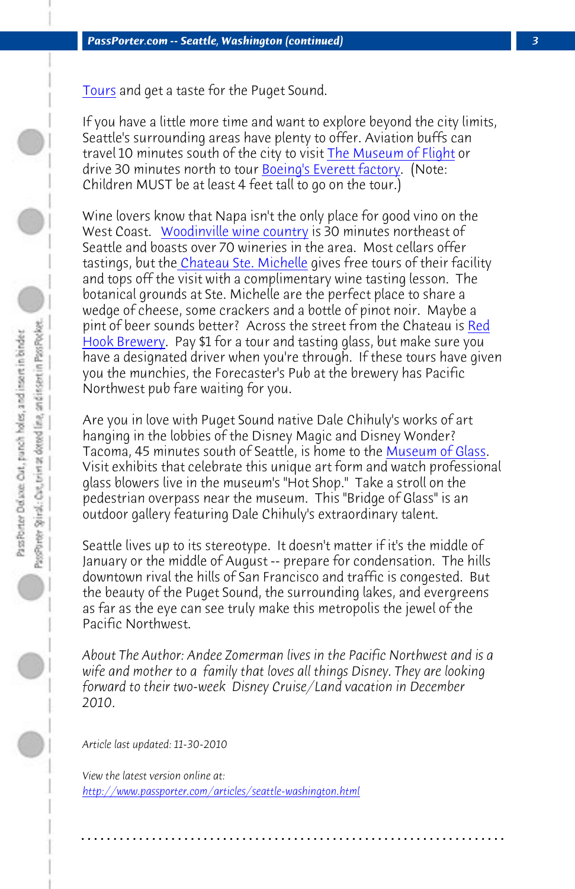Tours and get a taste for the Puget Sound.

If you have a little more time and want to explore beyond the city limits, Seattle's surrounding areas have plenty to offer. Aviation buffs can travel 10 minutes south of the city to visit The Museum of Flight or drive 30 minutes north to tour Boeing's Everett factory. (Note: Children MUST be at least 4 feet tall to go on the tour.)

Wine lovers know that Napa isn't the only place for good vino on the West Coast. Woodinville wine country is 30 minutes northeast of Seattle and boasts over 70 wineries in the area. Most cellars offer tastings, but the Chateau Ste. Michelle gives free tours of their facility and tops off the visit with a complimentary wine tasting lesson. The botanical grounds at Ste. Michelle are the perfect place to share a wedge of cheese, some crackers and a bottle of pinot noir. Maybe a pint of beer sounds better? Across the street from the Chateau is Red Hook Brewery. Pay $1 for a tour and tasting glass, but make sure you have a designated driver when you're through. If these tours have given you the munchies, the Forecaster's Pub at the brewery has Pacific Northwest pub fare waiting for you.

Are you in love with Puget Sound native Dale Chihuly's works of art hanging in the lobbies of the Disney Magic and Disney Wonder? Tacoma, 45 minutes south of Seattle, is home to the Museum of Glass. Visit exhibits that celebrate this unique art form and watch professional glass blowers live in the museum's "Hot Shop." Take a stroll on the pedestrian overpass near the museum. This "Bridge of Glass" is an outdoor gallery featuring Dale Chihuly's extraordinary talent.

Seattle lives up to its stereotype. It doesn't matter if it's the middle of January or the middle of August -- prepare for condensation. The hills downtown rival the hills of San Francisco and traffic is congested. But the beauty of the Puget Sound, the surrounding lakes, and evergreens as far as the eye can see truly make this metropolis the jewel of the Pacific Northwest.

*About The Author: Andee Zomerman lives in the Pacific Northwest and is a wife and mother to a family that loves all things Disney. They are looking forward to their two-week Disney Cruise/Land vacation in December 2010.*

*Article last updated: 11-30-2010*

*View the latest version online at:*
http://www.passporter.com/articles/seattle-washington.html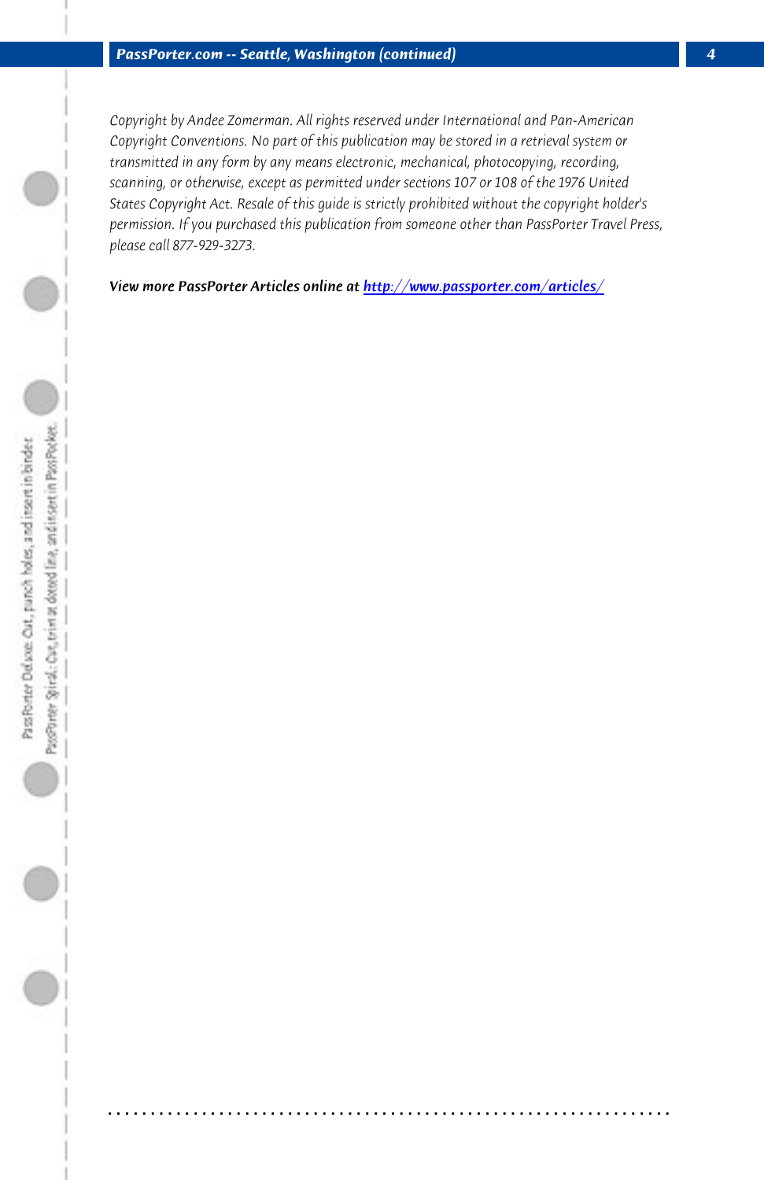*Copyright by Andee Zomerman. All rights reserved under International and Pan-American Copyright Conventions. No part of this publication may be stored in a retrieval system or transmitted in any form by any means electronic, mechanical, photocopying, recording, scanning, or otherwise, except as permitted under sections 107 or 108 of the 1976 United States Copyright Act. Resale of this guide is strictly prohibited without the copyright holder's permission. If you purchased this publication from someone other than PassPorter Travel Press, please call 877-929-3273.*

***View more PassPorter Articles online at [http://www.passporter.com/articles/](http://www.passporter.com/articles/)***